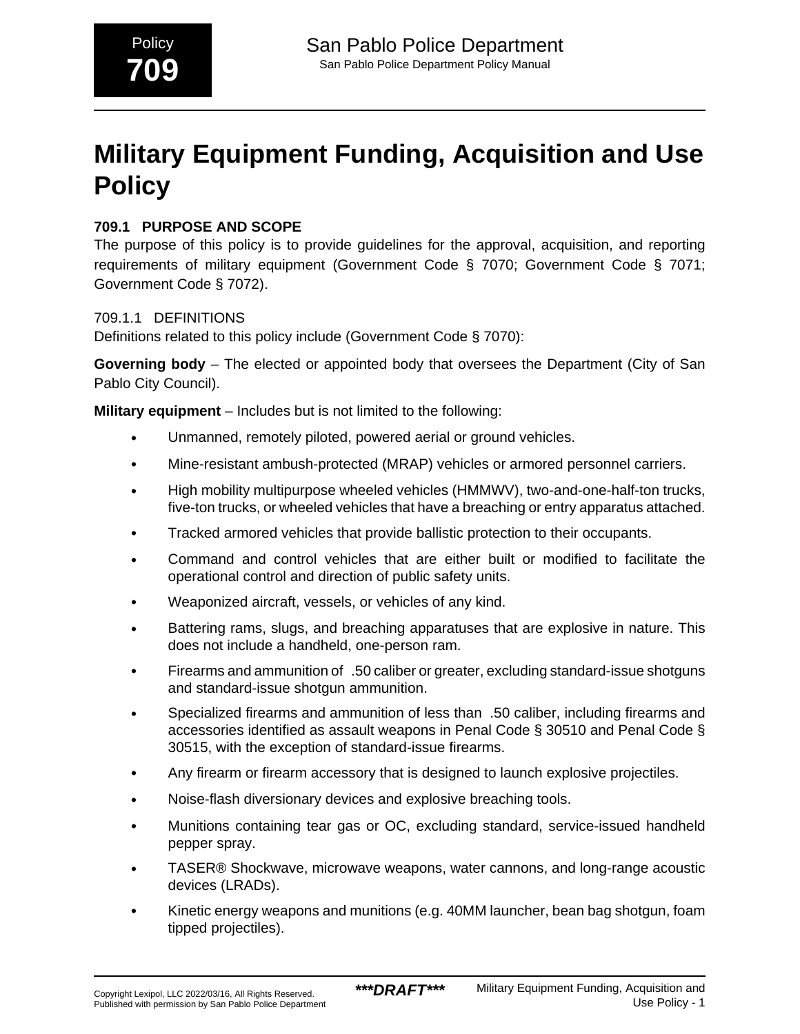# Military Equipment Funding, Acquisition and Use Policy

## 709.1 PURPOSE AND SCOPE

The purpose of this policy is to provide guidelines for the approval, acquisition, and reporting requirements of military equipment (Government Code § 7070; Government Code § 7071; Government Code § 7072).

### 709.1.1 DEFINITIONS

Definitions related to this policy include (Government Code § 7070):

**Governing body** – The elected or appointed body that oversees the Department (City of San Pablo City Council).

**Military equipment** – Includes but is not limited to the following:

- Unmanned, remotely piloted, powered aerial or ground vehicles.
- Mine-resistant ambush-protected (MRAP) vehicles or armored personnel carriers.
- High mobility multipurpose wheeled vehicles (HMMWV), two-and-one-half-ton trucks, five-ton trucks, or wheeled vehicles that have a breaching or entry apparatus attached.
- Tracked armored vehicles that provide ballistic protection to their occupants.
- Command and control vehicles that are either built or modified to facilitate the operational control and direction of public safety units.
- Weaponized aircraft, vessels, or vehicles of any kind.
- Battering rams, slugs, and breaching apparatuses that are explosive in nature. This does not include a handheld, one-person ram.
- Firearms and ammunition of .50 caliber or greater, excluding standard-issue shotguns and standard-issue shotgun ammunition.
- Specialized firearms and ammunition of less than .50 caliber, including firearms and accessories identified as assault weapons in Penal Code § 30510 and Penal Code § 30515, with the exception of standard-issue firearms.
- Any firearm or firearm accessory that is designed to launch explosive projectiles.
- Noise-flash diversionary devices and explosive breaching tools.
- Munitions containing tear gas or OC, excluding standard, service-issued handheld pepper spray.
- TASER® Shockwave, microwave weapons, water cannons, and long-range acoustic devices (LRADs).
- Kinetic energy weapons and munitions (e.g. 40MM launcher, bean bag shotgun, foam tipped projectiles).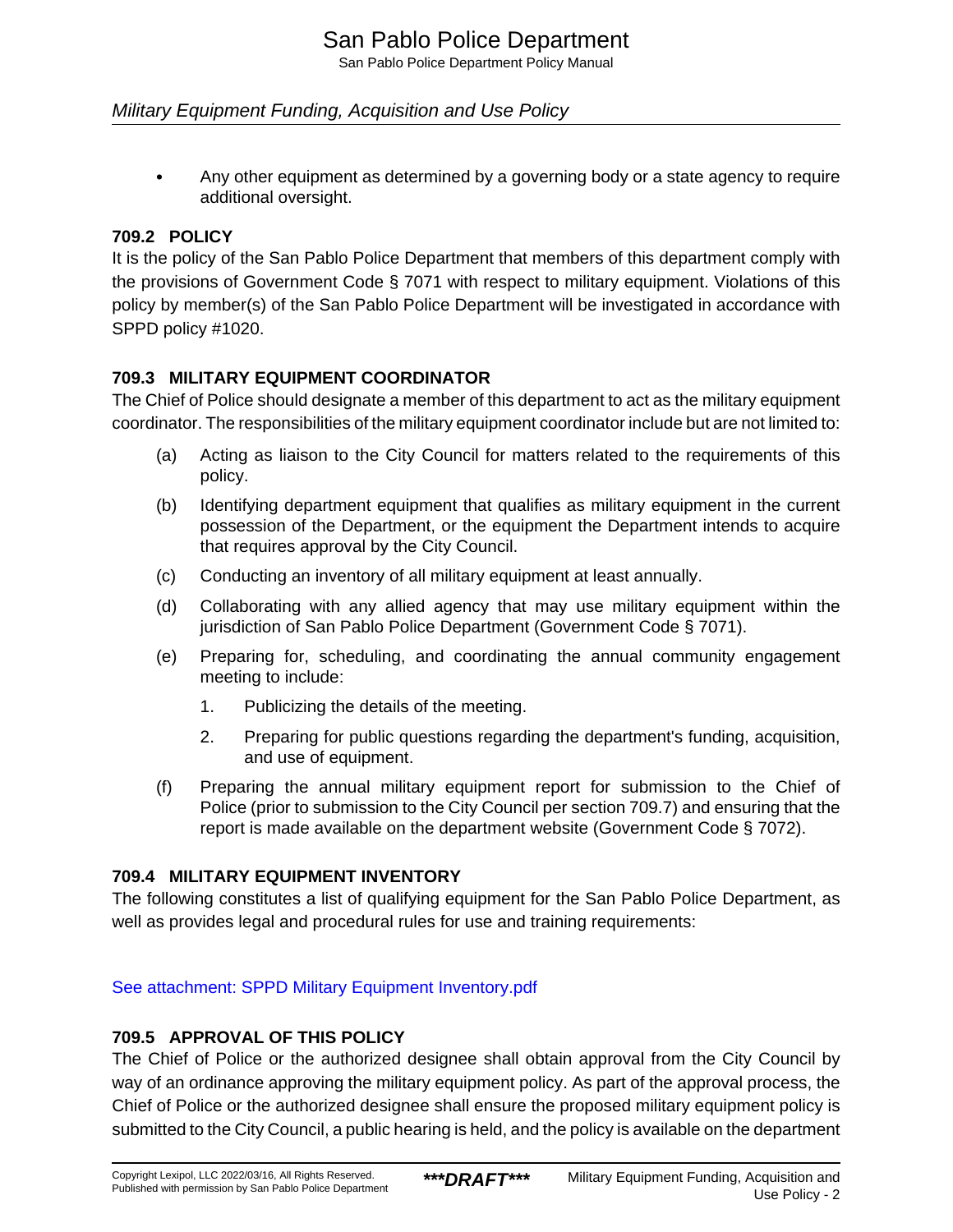- Any other equipment as determined by a governing body or a state agency to require additional oversight.

### 709.2 POLICY

It is the policy of the San Pablo Police Department that members of this department comply with the provisions of Government Code § 7071 with respect to military equipment. Violations of this policy by member(s) of the San Pablo Police Department will be investigated in accordance with SPPD policy #1020.

### 709.3 MILITARY EQUIPMENT COORDINATOR

The Chief of Police should designate a member of this department to act as the military equipment coordinator. The responsibilities of the military equipment coordinator include but are not limited to:

(a) Acting as liaison to the City Council for matters related to the requirements of this policy.

(b) Identifying department equipment that qualifies as military equipment in the current possession of the Department, or the equipment the Department intends to acquire that requires approval by the City Council.

(c) Conducting an inventory of all military equipment at least annually.

(d) Collaborating with any allied agency that may use military equipment within the jurisdiction of San Pablo Police Department (Government Code § 7071).

(e) Preparing for, scheduling, and coordinating the annual community engagement meeting to include:

1. Publicizing the details of the meeting.
2. Preparing for public questions regarding the department's funding, acquisition, and use of equipment.

(f) Preparing the annual military equipment report for submission to the Chief of Police (prior to submission to the City Council per section 709.7) and ensuring that the report is made available on the department website (Government Code § 7072).

### 709.4 MILITARY EQUIPMENT INVENTORY

The following constitutes a list of qualifying equipment for the San Pablo Police Department, as well as provides legal and procedural rules for use and training requirements:

See attachment: SPPD Military Equipment Inventory.pdf

### 709.5 APPROVAL OF THIS POLICY

The Chief of Police or the authorized designee shall obtain approval from the City Council by way of an ordinance approving the military equipment policy. As part of the approval process, the Chief of Police or the authorized designee shall ensure the proposed military equipment policy is submitted to the City Council, a public hearing is held, and the policy is available on the department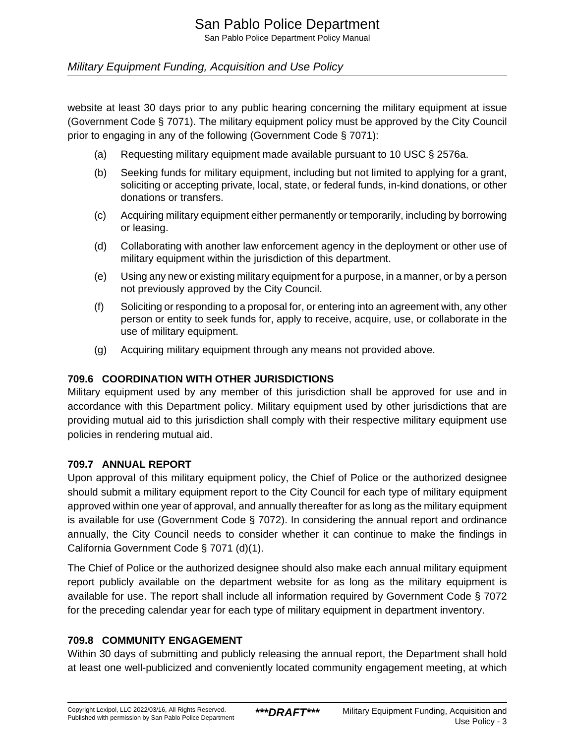website at least 30 days prior to any public hearing concerning the military equipment at issue (Government Code § 7071). The military equipment policy must be approved by the City Council prior to engaging in any of the following (Government Code § 7071):

(a) Requesting military equipment made available pursuant to 10 USC § 2576a.

(b) Seeking funds for military equipment, including but not limited to applying for a grant, soliciting or accepting private, local, state, or federal funds, in-kind donations, or other donations or transfers.

(c) Acquiring military equipment either permanently or temporarily, including by borrowing or leasing.

(d) Collaborating with another law enforcement agency in the deployment or other use of military equipment within the jurisdiction of this department.

(e) Using any new or existing military equipment for a purpose, in a manner, or by a person not previously approved by the City Council.

(f) Soliciting or responding to a proposal for, or entering into an agreement with, any other person or entity to seek funds for, apply to receive, acquire, use, or collaborate in the use of military equipment.

(g) Acquiring military equipment through any means not provided above.

### 709.6 COORDINATION WITH OTHER JURISDICTIONS

Military equipment used by any member of this jurisdiction shall be approved for use and in accordance with this Department policy. Military equipment used by other jurisdictions that are providing mutual aid to this jurisdiction shall comply with their respective military equipment use policies in rendering mutual aid.

### 709.7 ANNUAL REPORT

Upon approval of this military equipment policy, the Chief of Police or the authorized designee should submit a military equipment report to the City Council for each type of military equipment approved within one year of approval, and annually thereafter for as long as the military equipment is available for use (Government Code § 7072). In considering the annual report and ordinance annually, the City Council needs to consider whether it can continue to make the findings in California Government Code § 7071 (d)(1).

The Chief of Police or the authorized designee should also make each annual military equipment report publicly available on the department website for as long as the military equipment is available for use. The report shall include all information required by Government Code § 7072 for the preceding calendar year for each type of military equipment in department inventory.

### 709.8 COMMUNITY ENGAGEMENT

Within 30 days of submitting and publicly releasing the annual report, the Department shall hold at least one well-publicized and conveniently located community engagement meeting, at which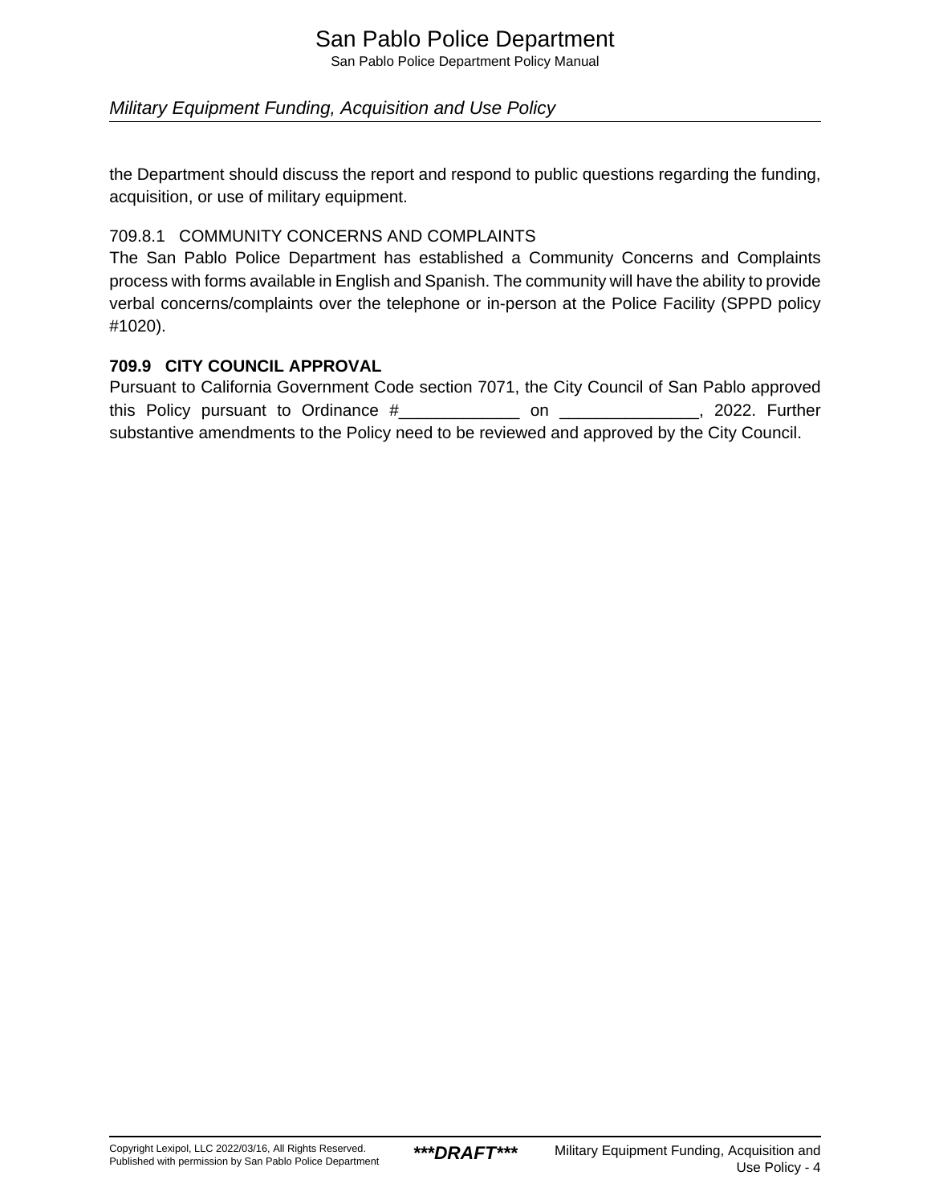the Department should discuss the report and respond to public questions regarding the funding, acquisition, or use of military equipment.

### 709.8.1 COMMUNITY CONCERNS AND COMPLAINTS

The San Pablo Police Department has established a Community Concerns and Complaints process with forms available in English and Spanish. The community will have the ability to provide verbal concerns/complaints over the telephone or in-person at the Police Facility (SPPD policy #1020).

## 709.9 CITY COUNCIL APPROVAL

Pursuant to California Government Code section 7071, the City Council of San Pablo approved this Policy pursuant to Ordinance #_____________ on _______________, 2022. Further substantive amendments to the Policy need to be reviewed and approved by the City Council.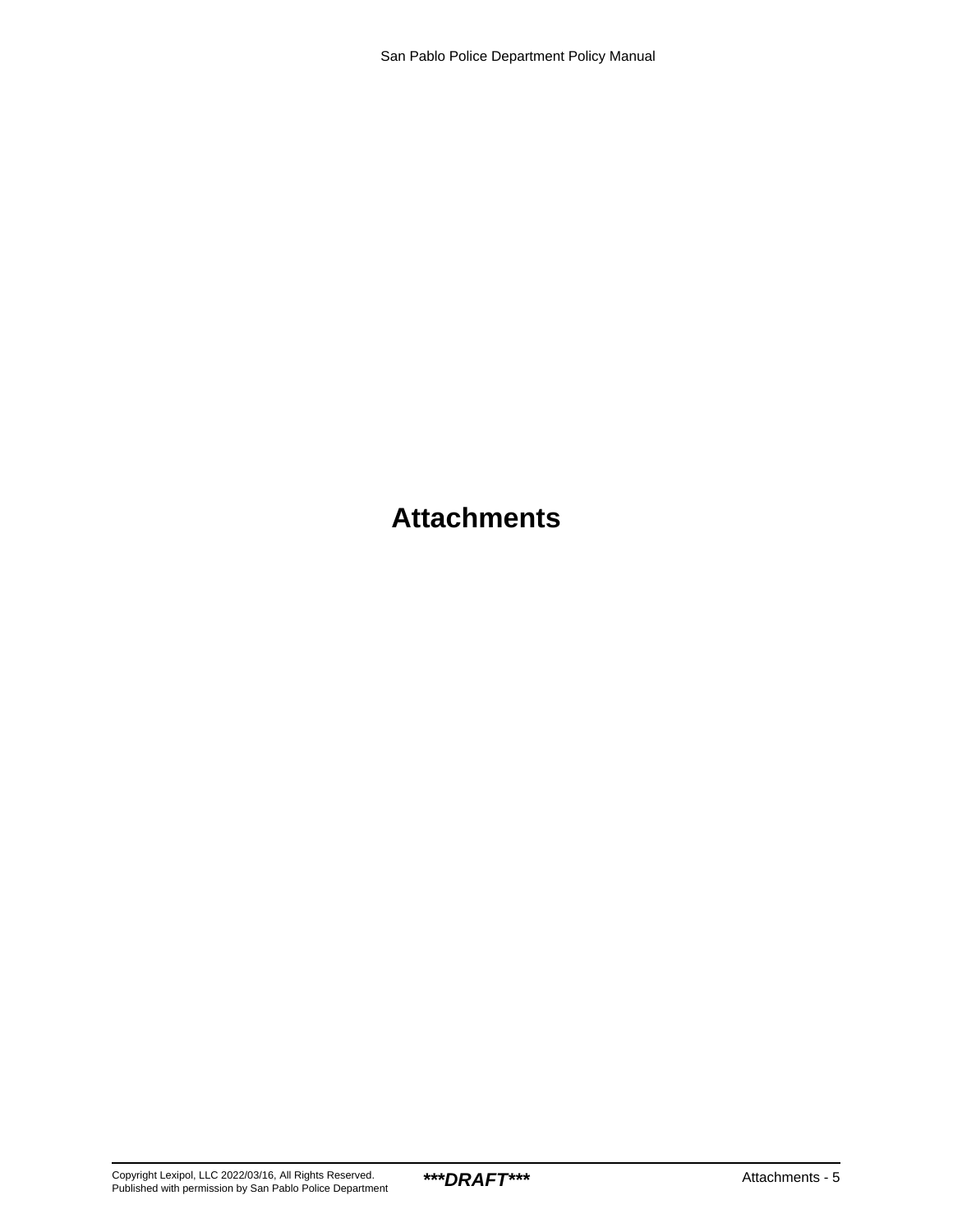# Attachments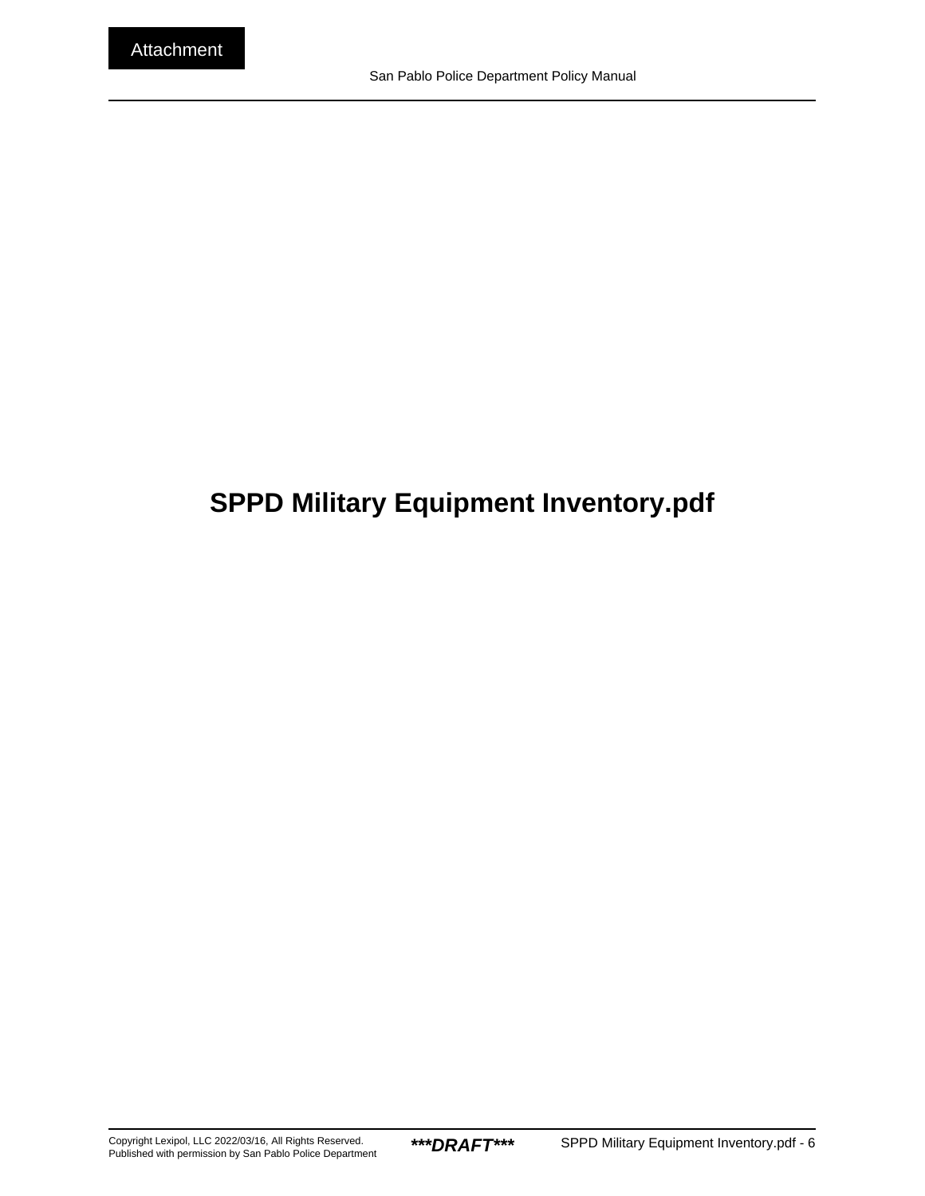Attachment

# SPPD Military Equipment Inventory.pdf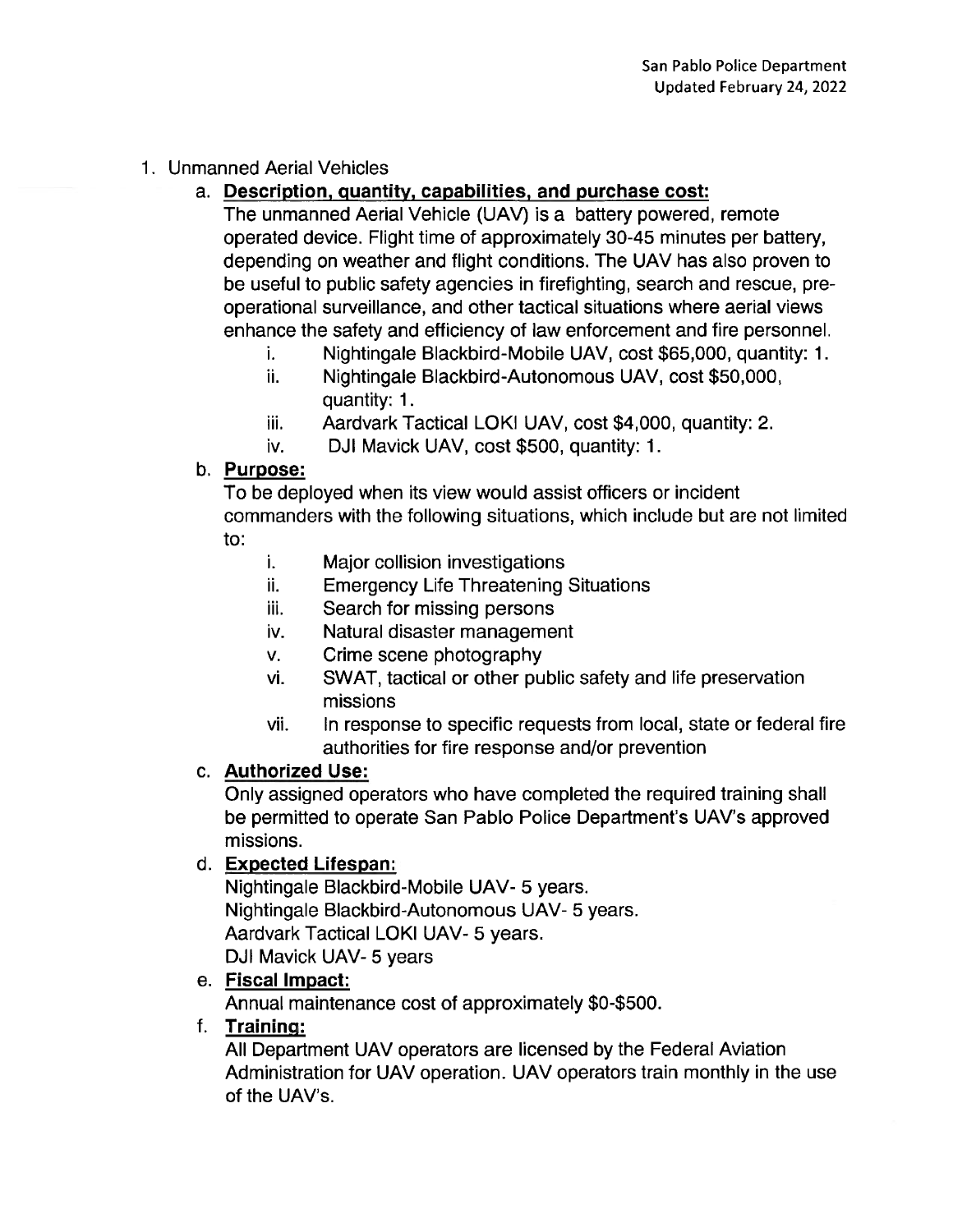1. Unmanned Aerial Vehicles

   a. **Description, quantity, capabilities, and purchase cost:**

      The unmanned Aerial Vehicle (UAV) is a battery powered, remote operated device. Flight time of approximately 30-45 minutes per battery, depending on weather and flight conditions. The UAV has also proven to be useful to public safety agencies in firefighting, search and rescue, pre-operational surveillance, and other tactical situations where aerial views enhance the safety and efficiency of law enforcement and fire personnel.

      i. Nightingale Blackbird-Mobile UAV, cost $65,000, quantity: 1.
      ii. Nightingale Blackbird-Autonomous UAV, cost $50,000, quantity: 1.
      iii. Aardvark Tactical LOKI UAV, cost $4,000, quantity: 2.
      iv. DJI Mavick UAV, cost $500, quantity: 1.

   b. **Purpose:**

      To be deployed when its view would assist officers or incident commanders with the following situations, which include but are not limited to:

      i. Major collision investigations
      ii. Emergency Life Threatening Situations
      iii. Search for missing persons
      iv. Natural disaster management
      v. Crime scene photography
      vi. SWAT, tactical or other public safety and life preservation missions
      vii. In response to specific requests from local, state or federal fire authorities for fire response and/or prevention

   c. **Authorized Use:**

      Only assigned operators who have completed the required training shall be permitted to operate San Pablo Police Department's UAV's approved missions.

   d. **Expected Lifespan:**

      Nightingale Blackbird-Mobile UAV- 5 years.
      Nightingale Blackbird-Autonomous UAV- 5 years.
      Aardvark Tactical LOKI UAV- 5 years.
      DJI Mavick UAV- 5 years

   e. **Fiscal Impact:**

      Annual maintenance cost of approximately $0-$500.

   f. **Training:**

      All Department UAV operators are licensed by the Federal Aviation Administration for UAV operation. UAV operators train monthly in the use of the UAV's.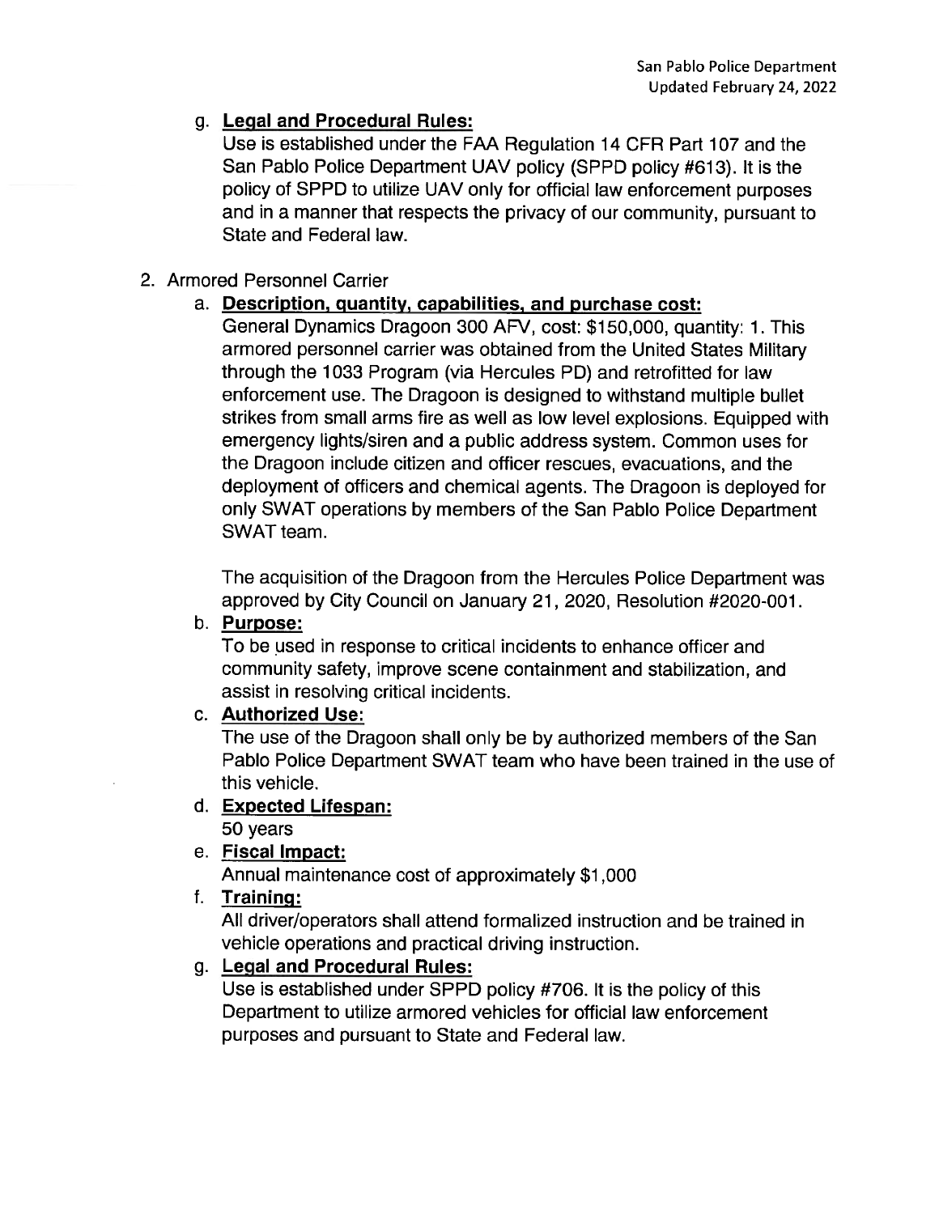g. **Legal and Procedural Rules:**
   Use is established under the FAA Regulation 14 CFR Part 107 and the San Pablo Police Department UAV policy (SPPD policy #613). It is the policy of SPPD to utilize UAV only for official law enforcement purposes and in a manner that respects the privacy of our community, pursuant to State and Federal law.

2. Armored Personnel Carrier

   a. **Description, quantity, capabilities, and purchase cost:**
   General Dynamics Dragoon 300 AFV, cost: $150,000, quantity: 1. This armored personnel carrier was obtained from the United States Military through the 1033 Program (via Hercules PD) and retrofitted for law enforcement use. The Dragoon is designed to withstand multiple bullet strikes from small arms fire as well as low level explosions. Equipped with emergency lights/siren and a public address system. Common uses for the Dragoon include citizen and officer rescues, evacuations, and the deployment of officers and chemical agents. The Dragoon is deployed for only SWAT operations by members of the San Pablo Police Department SWAT team.

   The acquisition of the Dragoon from the Hercules Police Department was approved by City Council on January 21, 2020, Resolution #2020-001.

   b. **Purpose:**
   To be used in response to critical incidents to enhance officer and community safety, improve scene containment and stabilization, and assist in resolving critical incidents.

   c. **Authorized Use:**
   The use of the Dragoon shall only be by authorized members of the San Pablo Police Department SWAT team who have been trained in the use of this vehicle.

   d. **Expected Lifespan:**
   50 years

   e. **Fiscal Impact:**
   Annual maintenance cost of approximately $1,000

   f. **Training:**
   All driver/operators shall attend formalized instruction and be trained in vehicle operations and practical driving instruction.

   g. **Legal and Procedural Rules:**
   Use is established under SPPD policy #706. It is the policy of this Department to utilize armored vehicles for official law enforcement purposes and pursuant to State and Federal law.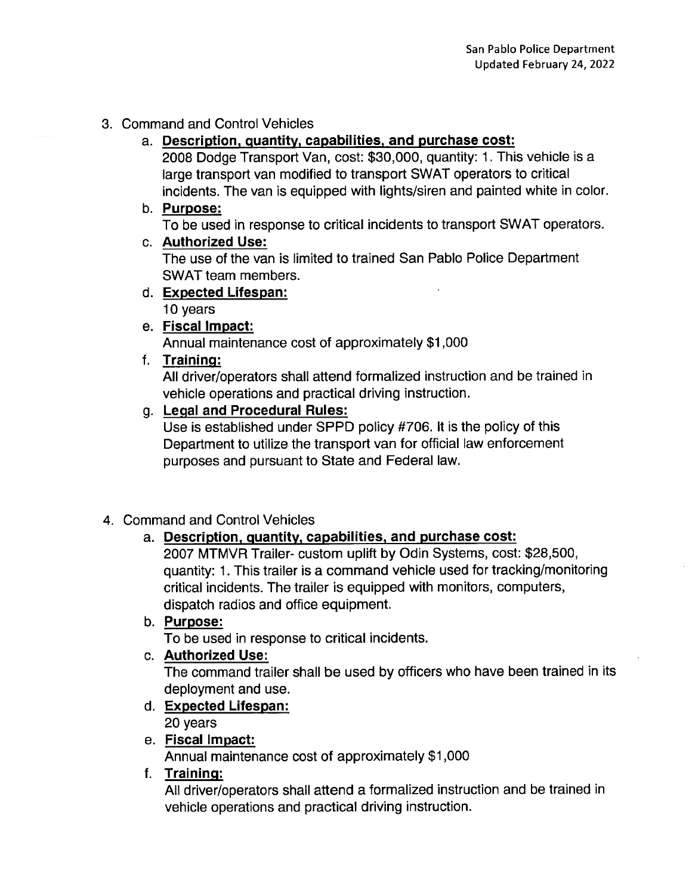3. Command and Control Vehicles

   a. **Description, quantity, capabilities, and purchase cost:**
   2008 Dodge Transport Van, cost: $30,000, quantity: 1. This vehicle is a large transport van modified to transport SWAT operators to critical incidents. The van is equipped with lights/siren and painted white in color.

   b. **Purpose:**
   To be used in response to critical incidents to transport SWAT operators.

   c. **Authorized Use:**
   The use of the van is limited to trained San Pablo Police Department SWAT team members.

   d. **Expected Lifespan:**
   10 years

   e. **Fiscal Impact:**
   Annual maintenance cost of approximately $1,000

   f. **Training:**
   All driver/operators shall attend formalized instruction and be trained in vehicle operations and practical driving instruction.

   g. **Legal and Procedural Rules:**
   Use is established under SPPD policy #706. It is the policy of this Department to utilize the transport van for official law enforcement purposes and pursuant to State and Federal law.

4. Command and Control Vehicles

   a. **Description, quantity, capabilities, and purchase cost:**
   2007 MTMVR Trailer- custom uplift by Odin Systems, cost: $28,500, quantity: 1. This trailer is a command vehicle used for tracking/monitoring critical incidents. The trailer is equipped with monitors, computers, dispatch radios and office equipment.

   b. **Purpose:**
   To be used in response to critical incidents.

   c. **Authorized Use:**
   The command trailer shall be used by officers who have been trained in its deployment and use.

   d. **Expected Lifespan:**
   20 years

   e. **Fiscal Impact:**
   Annual maintenance cost of approximately $1,000

   f. **Training:**
   All driver/operators shall attend a formalized instruction and be trained in vehicle operations and practical driving instruction.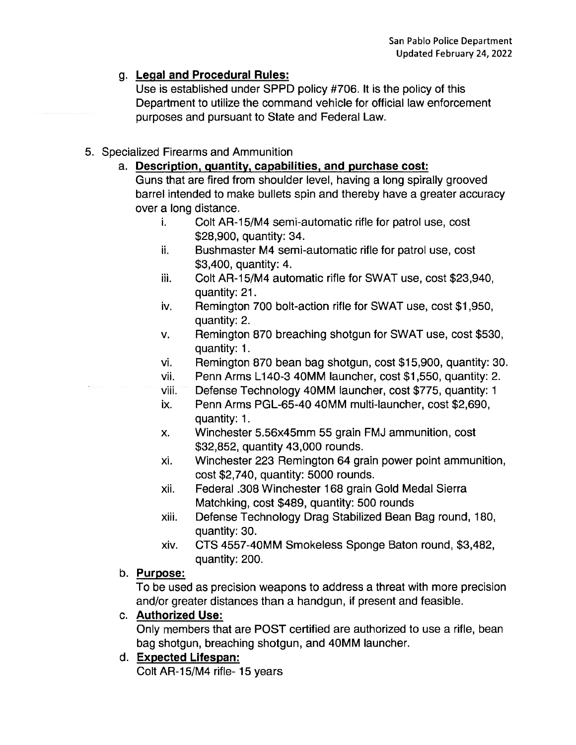g. **Legal and Procedural Rules:**
   Use is established under SPPD policy #706. It is the policy of this Department to utilize the command vehicle for official law enforcement purposes and pursuant to State and Federal Law.

5. Specialized Firearms and Ammunition

   a. **Description, quantity, capabilities, and purchase cost:**
   Guns that are fired from shoulder level, having a long spirally grooved barrel intended to make bullets spin and thereby have a greater accuracy over a long distance.

      i. Colt AR-15/M4 semi-automatic rifle for patrol use, cost $28,900, quantity: 34.
      ii. Bushmaster M4 semi-automatic rifle for patrol use, cost $3,400, quantity: 4.
      iii. Colt AR-15/M4 automatic rifle for SWAT use, cost $23,940, quantity: 21.
      iv. Remington 700 bolt-action rifle for SWAT use, cost $1,950, quantity: 2.
      v. Remington 870 breaching shotgun for SWAT use, cost $530, quantity: 1.
      vi. Remington 870 bean bag shotgun, cost $15,900, quantity: 30.
      vii. Penn Arms L140-3 40MM launcher, cost $1,550, quantity: 2.
      viii. Defense Technology 40MM launcher, cost $775, quantity: 1
      ix. Penn Arms PGL-65-40 40MM multi-launcher, cost $2,690, quantity: 1.
      x. Winchester 5.56x45mm 55 grain FMJ ammunition, cost $32,852, quantity 43,000 rounds.
      xi. Winchester 223 Remington 64 grain power point ammunition, cost $2,740, quantity: 5000 rounds.
      xii. Federal .308 Winchester 168 grain Gold Medal Sierra Matchking, cost $489, quantity: 500 rounds
      xiii. Defense Technology Drag Stabilized Bean Bag round, 180, quantity: 30.
      xiv. CTS 4557-40MM Smokeless Sponge Baton round, $3,482, quantity: 200.

   b. **Purpose:**
   To be used as precision weapons to address a threat with more precision and/or greater distances than a handgun, if present and feasible.

   c. **Authorized Use:**
   Only members that are POST certified are authorized to use a rifle, bean bag shotgun, breaching shotgun, and 40MM launcher.

   d. **Expected Lifespan:**
   Colt AR-15/M4 rifle- 15 years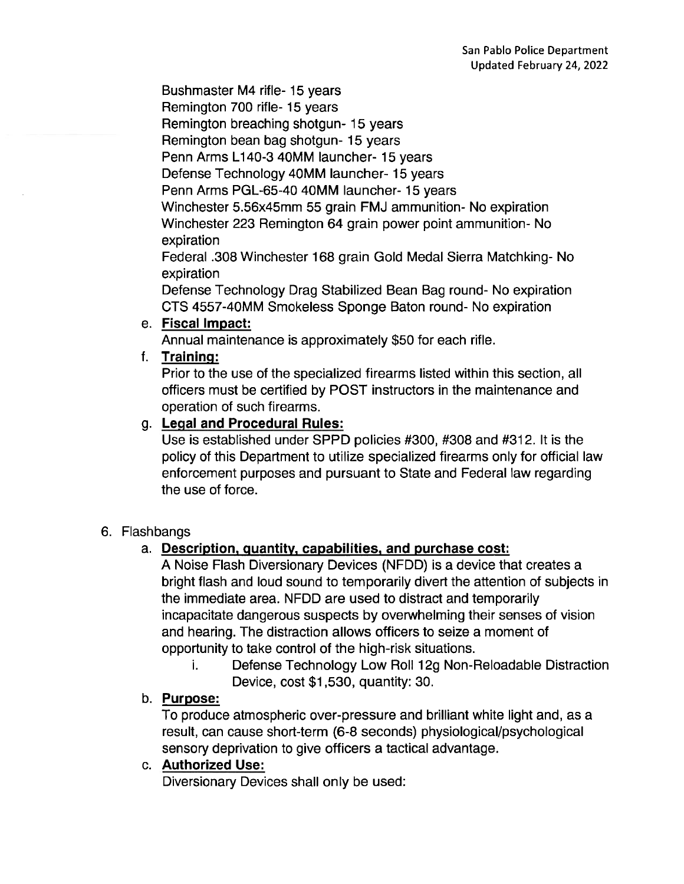Bushmaster M4 rifle- 15 years
Remington 700 rifle- 15 years
Remington breaching shotgun- 15 years
Remington bean bag shotgun- 15 years
Penn Arms L140-3 40MM launcher- 15 years
Defense Technology 40MM launcher- 15 years
Penn Arms PGL-65-40 40MM launcher- 15 years
Winchester 5.56x45mm 55 grain FMJ ammunition- No expiration
Winchester 223 Remington 64 grain power point ammunition- No expiration
Federal .308 Winchester 168 grain Gold Medal Sierra Matchking- No expiration
Defense Technology Drag Stabilized Bean Bag round- No expiration
CTS 4557-40MM Smokeless Sponge Baton round- No expiration

e. **Fiscal Impact:**
Annual maintenance is approximately $50 for each rifle.

f. **Training:**
Prior to the use of the specialized firearms listed within this section, all officers must be certified by POST instructors in the maintenance and operation of such firearms.

g. **Legal and Procedural Rules:**
Use is established under SPPD policies #300, #308 and #312. It is the policy of this Department to utilize specialized firearms only for official law enforcement purposes and pursuant to State and Federal law regarding the use of force.

6. Flashbangs

a. **Description, quantity, capabilities, and purchase cost:**
A Noise Flash Diversionary Devices (NFDD) is a device that creates a bright flash and loud sound to temporarily divert the attention of subjects in the immediate area. NFDD are used to distract and temporarily incapacitate dangerous suspects by overwhelming their senses of vision and hearing. The distraction allows officers to seize a moment of opportunity to take control of the high-risk situations.

   i. Defense Technology Low Roll 12g Non-Reloadable Distraction Device, cost $1,530, quantity: 30.

b. **Purpose:**
To produce atmospheric over-pressure and brilliant white light and, as a result, can cause short-term (6-8 seconds) physiological/psychological sensory deprivation to give officers a tactical advantage.

c. **Authorized Use:**
Diversionary Devices shall only be used: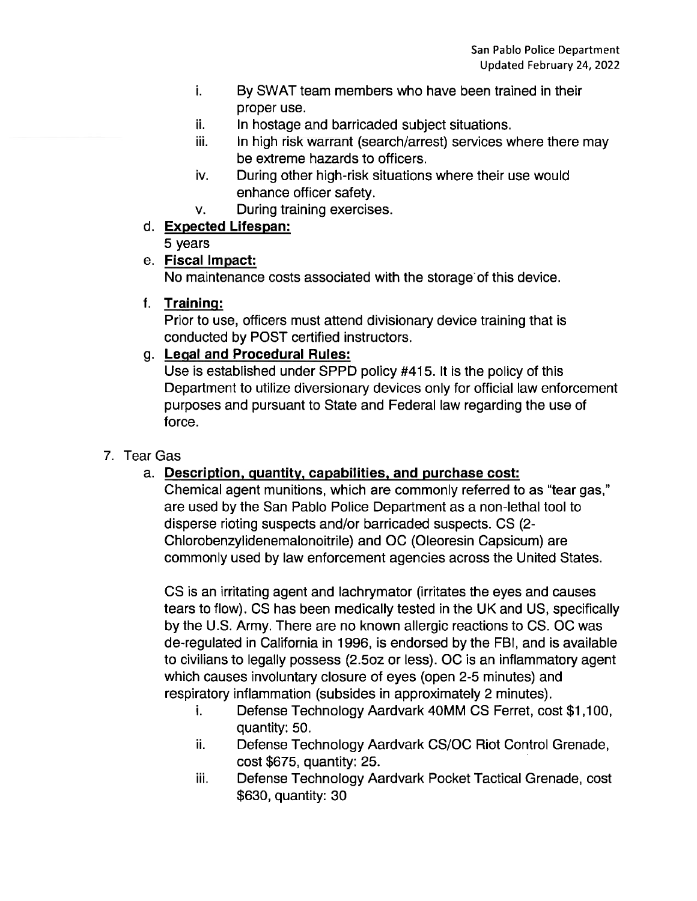i. By SWAT team members who have been trained in their proper use.
ii. In hostage and barricaded subject situations.
iii. In high risk warrant (search/arrest) services where there may be extreme hazards to officers.
iv. During other high-risk situations where their use would enhance officer safety.
v. During training exercises.

d. **Expected Lifespan:**
5 years

e. **Fiscal Impact:**
No maintenance costs associated with the storage of this device.

f. **Training:**
Prior to use, officers must attend divisionary device training that is conducted by POST certified instructors.

g. **Legal and Procedural Rules:**
Use is established under SPPD policy #415. It is the policy of this Department to utilize diversionary devices only for official law enforcement purposes and pursuant to State and Federal law regarding the use of force.

7. Tear Gas

a. **Description, quantity, capabilities, and purchase cost:**
Chemical agent munitions, which are commonly referred to as "tear gas," are used by the San Pablo Police Department as a non-lethal tool to disperse rioting suspects and/or barricaded suspects. CS (2-Chlorobenzylidenemalonoitrile) and OC (Oleoresin Capsicum) are commonly used by law enforcement agencies across the United States.

CS is an irritating agent and lachrymator (irritates the eyes and causes tears to flow). CS has been medically tested in the UK and US, specifically by the U.S. Army. There are no known allergic reactions to CS. OC was de-regulated in California in 1996, is endorsed by the FBI, and is available to civilians to legally possess (2.5oz or less). OC is an inflammatory agent which causes involuntary closure of eyes (open 2-5 minutes) and respiratory inflammation (subsides in approximately 2 minutes).

i. Defense Technology Aardvark 40MM CS Ferret, cost $1,100, quantity: 50.
ii. Defense Technology Aardvark CS/OC Riot Control Grenade, cost $675, quantity: 25.
iii. Defense Technology Aardvark Pocket Tactical Grenade, cost $630, quantity: 30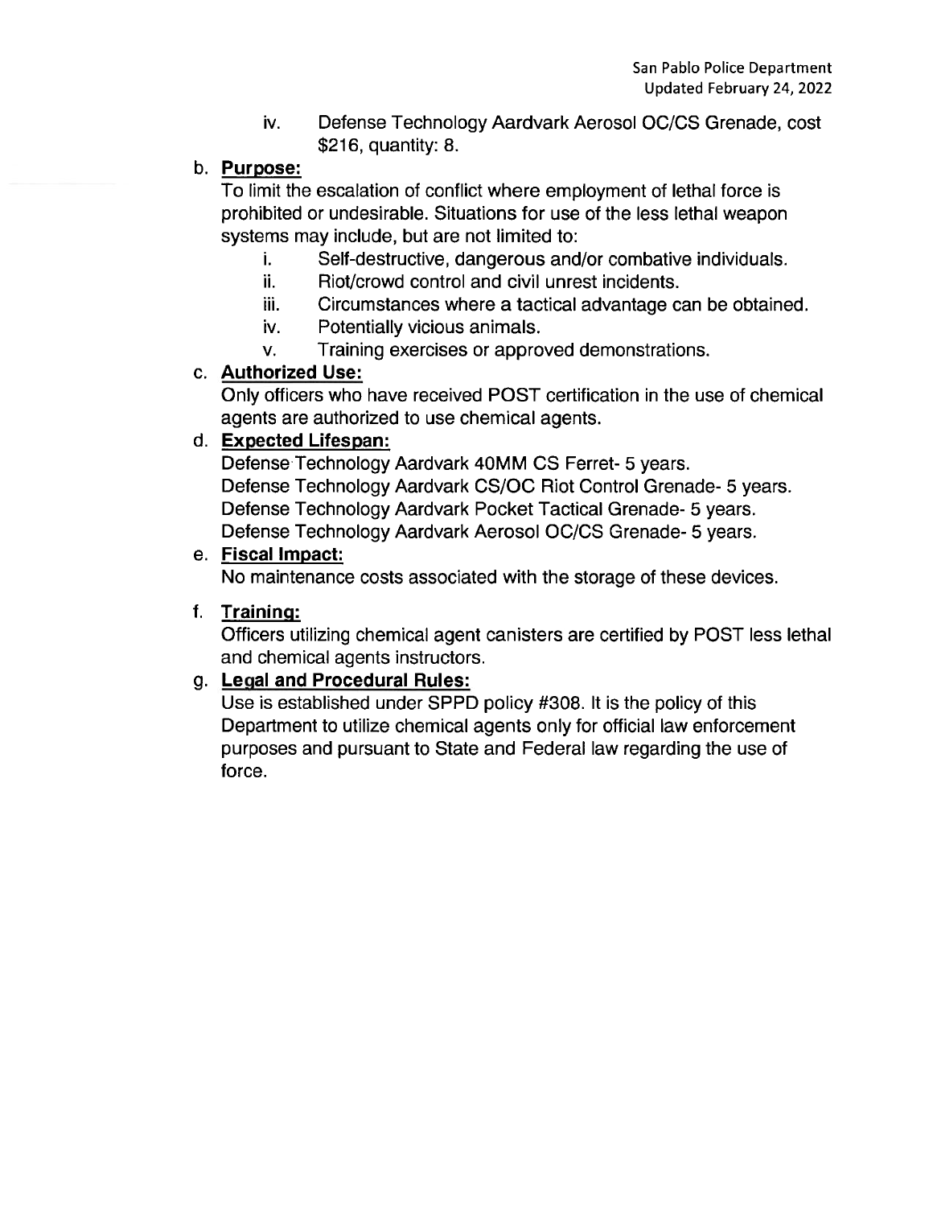iv. Defense Technology Aardvark Aerosol OC/CS Grenade, cost $216, quantity: 8.

b. **Purpose:**

To limit the escalation of conflict where employment of lethal force is prohibited or undesirable. Situations for use of the less lethal weapon systems may include, but are not limited to:

i. Self-destructive, dangerous and/or combative individuals.
ii. Riot/crowd control and civil unrest incidents.
iii. Circumstances where a tactical advantage can be obtained.
iv. Potentially vicious animals.
v. Training exercises or approved demonstrations.

c. **Authorized Use:**

Only officers who have received POST certification in the use of chemical agents are authorized to use chemical agents.

d. **Expected Lifespan:**

Defense Technology Aardvark 40MM CS Ferret- 5 years.
Defense Technology Aardvark CS/OC Riot Control Grenade- 5 years.
Defense Technology Aardvark Pocket Tactical Grenade- 5 years.
Defense Technology Aardvark Aerosol OC/CS Grenade- 5 years.

e. **Fiscal Impact:**

No maintenance costs associated with the storage of these devices.

f. **Training:**

Officers utilizing chemical agent canisters are certified by POST less lethal and chemical agents instructors.

g. **Legal and Procedural Rules:**

Use is established under SPPD policy #308. It is the policy of this Department to utilize chemical agents only for official law enforcement purposes and pursuant to State and Federal law regarding the use of force.